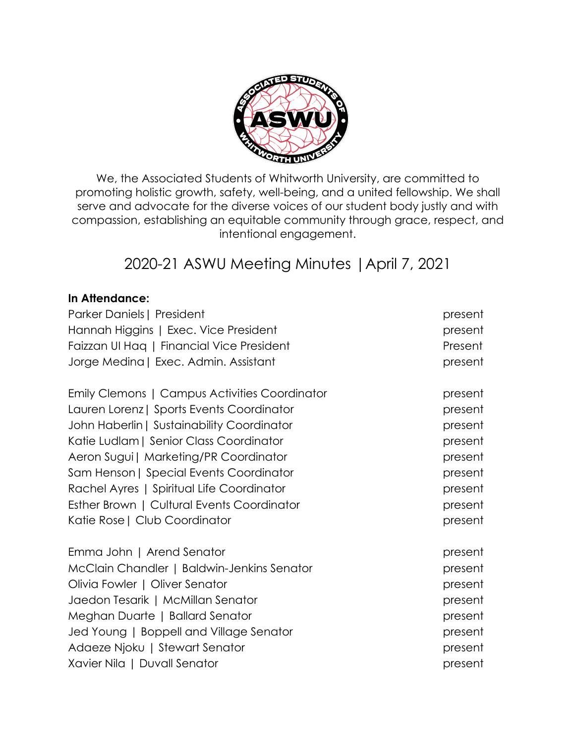We, the Associated Students of Whitworth University, are committed to promoting holistic growth, safety, well-being, and a united fellowship. We shall serve and advocate for the diverse voices of our student body justly and with compassion, establishing an equitable community through grace, respect, and intentional engagement.

# 2020-21 ASWU Meeting Minutes |April 7, 2021

**In Attendance:**

| | |
|---|---|
| Parker Daniels \| President | present |
| Hannah Higgins \| Exec. Vice President | present |
| Faizzan Ul Haq \| Financial Vice President | Present |
| Jorge Medina \| Exec. Admin. Assistant | present |
| Emily Clemons \| Campus Activities Coordinator | present |
| Lauren Lorenz \| Sports Events Coordinator | present |
| John Haberlin \| Sustainability Coordinator | present |
| Katie Ludlam \| Senior Class Coordinator | present |
| Aeron Sugui \| Marketing/PR Coordinator | present |
| Sam Henson \| Special Events Coordinator | present |
| Rachel Ayres \| Spiritual Life Coordinator | present |
| Esther Brown \| Cultural Events Coordinator | present |
| Katie Rose \| Club Coordinator | present |
| Emma John \| Arend Senator | present |
| McClain Chandler \| Baldwin-Jenkins Senator | present |
| Olivia Fowler \| Oliver Senator | present |
| Jaedon Tesarik \| McMillan Senator | present |
| Meghan Duarte \| Ballard Senator | present |
| Jed Young \| Boppell and Village Senator | present |
| Adaeze Njoku \| Stewart Senator | present |
| Xavier Nila \| Duvall Senator | present |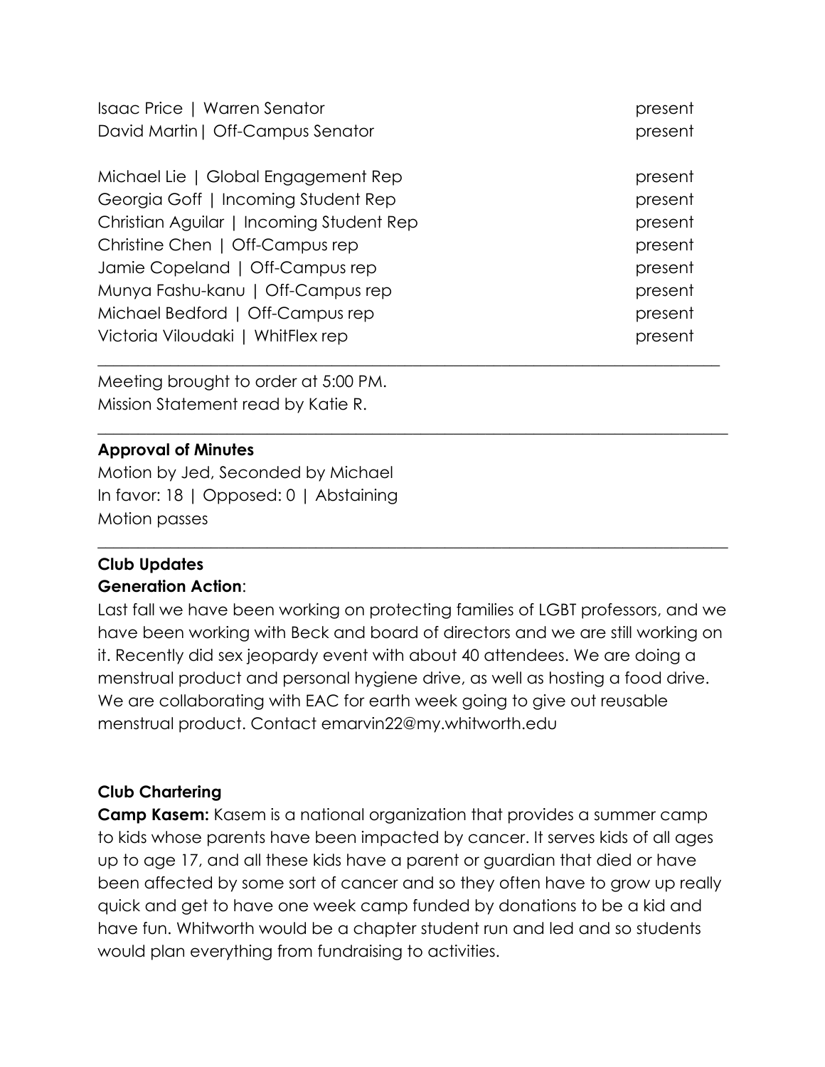Isaac Price | Warren Senator present
David Martin| Off-Campus Senator present

Michael Lie | Global Engagement Rep present
Georgia Goff | Incoming Student Rep present
Christian Aguilar | Incoming Student Rep present
Christine Chen | Off-Campus rep present
Jamie Copeland | Off-Campus rep present
Munya Fashu-kanu | Off-Campus rep present
Michael Bedford | Off-Campus rep present
Victoria Viloudaki | WhitFlex rep present

---

Meeting brought to order at 5:00 PM.
Mission Statement read by Katie R.

---

**Approval of Minutes**
Motion by Jed, Seconded by Michael
In favor: 18 | Opposed: 0 | Abstaining
Motion passes

---

**Club Updates**
**Generation Action**:
Last fall we have been working on protecting families of LGBT professors, and we have been working with Beck and board of directors and we are still working on it. Recently did sex jeopardy event with about 40 attendees. We are doing a menstrual product and personal hygiene drive, as well as hosting a food drive. We are collaborating with EAC for earth week going to give out reusable menstrual product. Contact emarvin22@my.whitworth.edu

**Club Chartering**
**Camp Kasem:** Kasem is a national organization that provides a summer camp to kids whose parents have been impacted by cancer. It serves kids of all ages up to age 17, and all these kids have a parent or guardian that died or have been affected by some sort of cancer and so they often have to grow up really quick and get to have one week camp funded by donations to be a kid and have fun. Whitworth would be a chapter student run and led and so students would plan everything from fundraising to activities.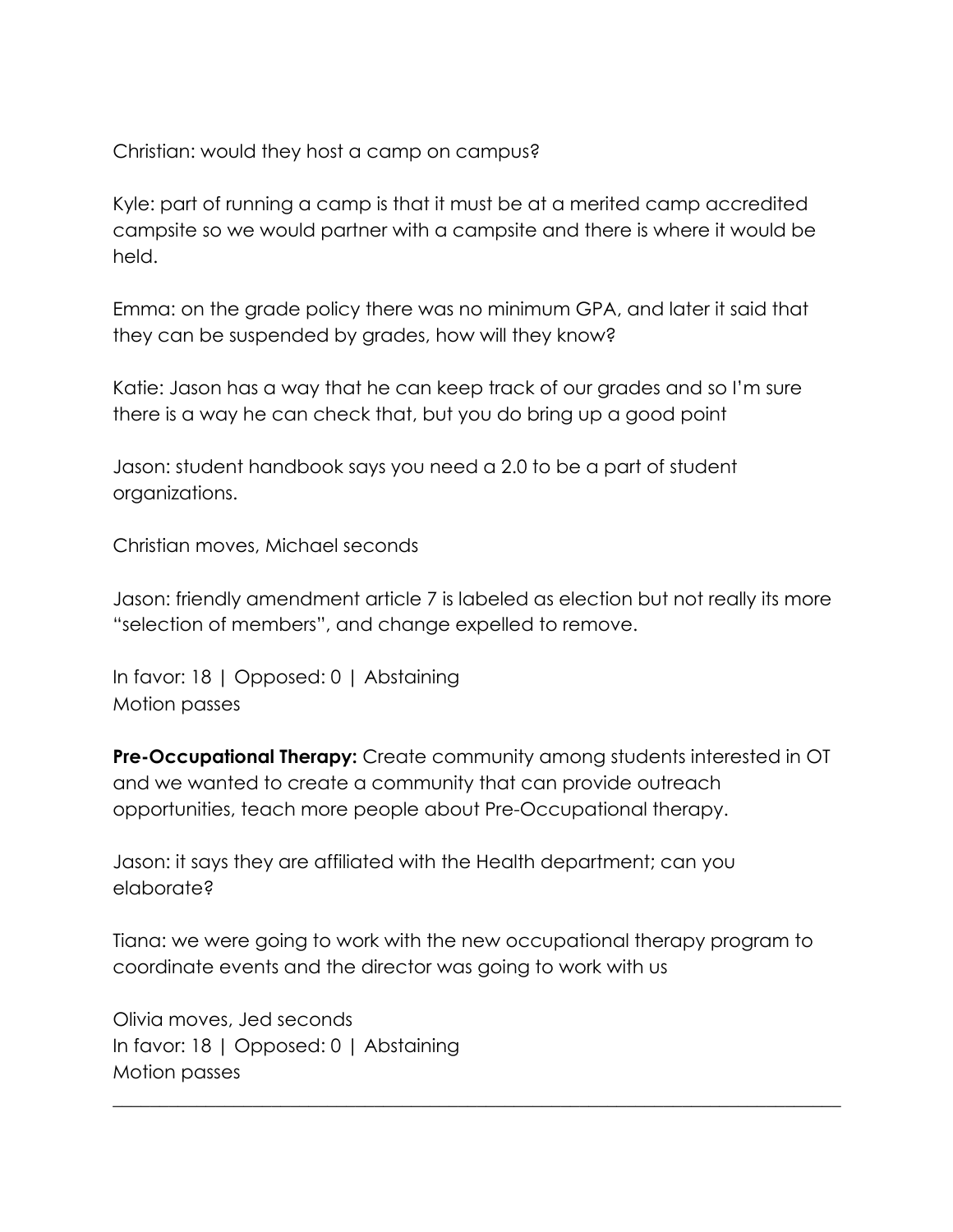Christian: would they host a camp on campus?

Kyle: part of running a camp is that it must be at a merited camp accredited campsite so we would partner with a campsite and there is where it would be held.

Emma: on the grade policy there was no minimum GPA, and later it said that they can be suspended by grades, how will they know?

Katie: Jason has a way that he can keep track of our grades and so I'm sure there is a way he can check that, but you do bring up a good point

Jason: student handbook says you need a 2.0 to be a part of student organizations.

Christian moves, Michael seconds

Jason: friendly amendment article 7 is labeled as election but not really its more "selection of members", and change expelled to remove.

In favor: 18 | Opposed: 0 | Abstaining
Motion passes

**Pre-Occupational Therapy:** Create community among students interested in OT and we wanted to create a community that can provide outreach opportunities, teach more people about Pre-Occupational therapy.

Jason: it says they are affiliated with the Health department; can you elaborate?

Tiana: we were going to work with the new occupational therapy program to coordinate events and the director was going to work with us

Olivia moves, Jed seconds
In favor: 18 | Opposed: 0 | Abstaining
Motion passes

---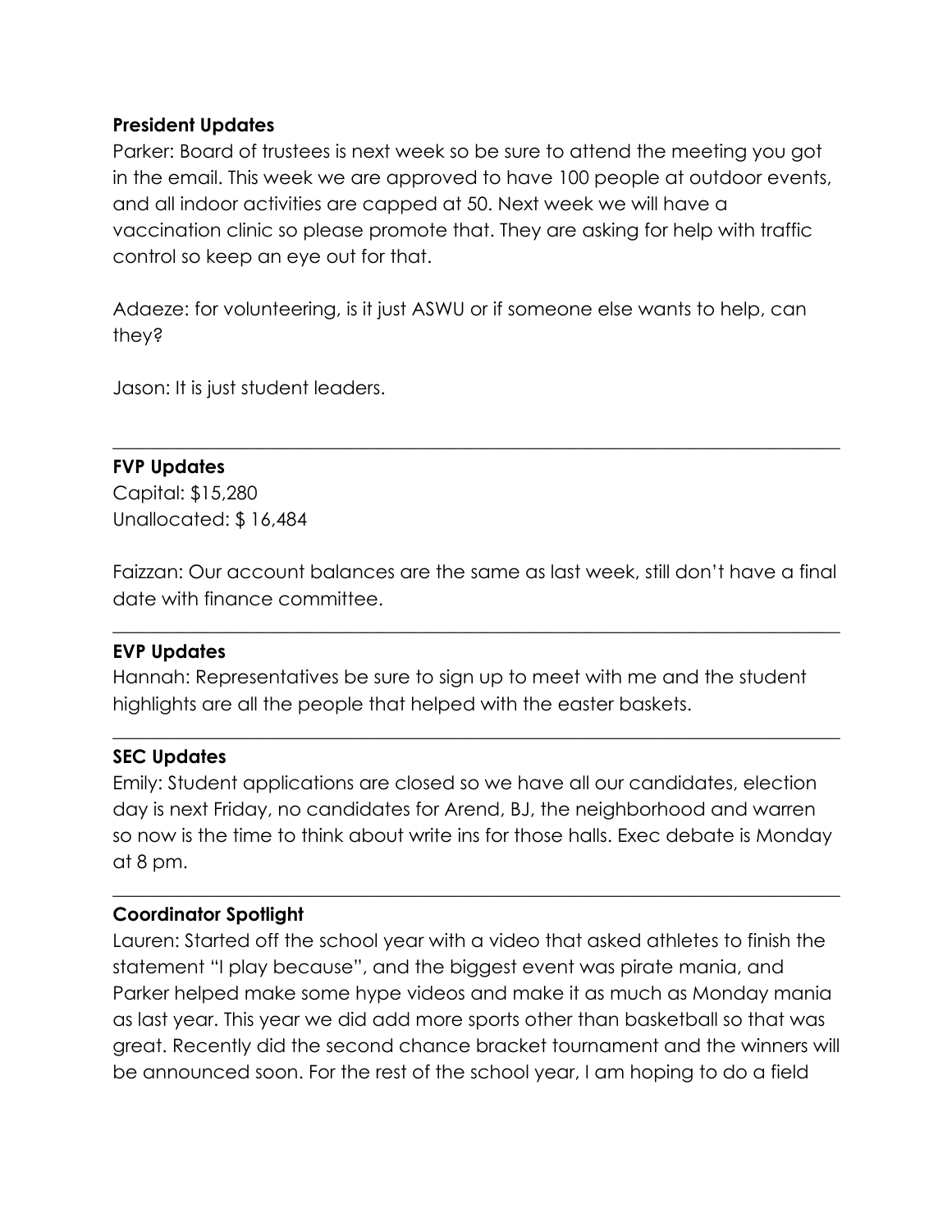**President Updates**

Parker: Board of trustees is next week so be sure to attend the meeting you got in the email. This week we are approved to have 100 people at outdoor events, and all indoor activities are capped at 50. Next week we will have a vaccination clinic so please promote that. They are asking for help with traffic control so keep an eye out for that.

Adaeze: for volunteering, is it just ASWU or if someone else wants to help, can they?

Jason: It is just student leaders.

---

**FVP Updates**

Capital: $15,280
Unallocated: $ 16,484

Faizzan: Our account balances are the same as last week, still don't have a final date with finance committee.

---

**EVP Updates**

Hannah: Representatives be sure to sign up to meet with me and the student highlights are all the people that helped with the easter baskets.

---

**SEC Updates**

Emily: Student applications are closed so we have all our candidates, election day is next Friday, no candidates for Arend, BJ, the neighborhood and warren so now is the time to think about write ins for those halls. Exec debate is Monday at 8 pm.

---

**Coordinator Spotlight**

Lauren: Started off the school year with a video that asked athletes to finish the statement "I play because", and the biggest event was pirate mania, and Parker helped make some hype videos and make it as much as Monday mania as last year. This year we did add more sports other than basketball so that was great. Recently did the second chance bracket tournament and the winners will be announced soon. For the rest of the school year, I am hoping to do a field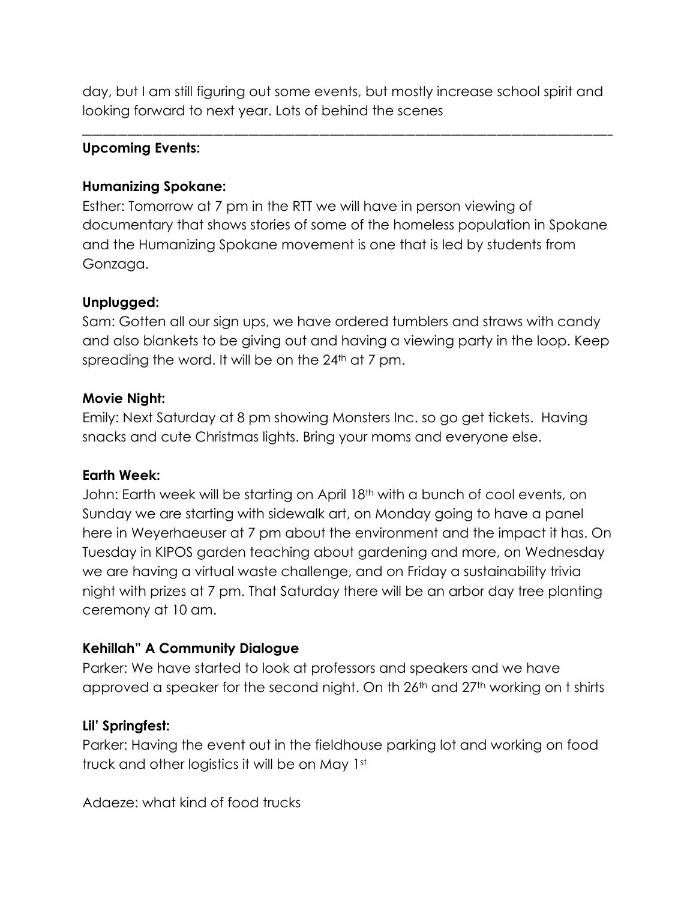day, but I am still figuring out some events, but mostly increase school spirit and looking forward to next year. Lots of behind the scenes

---

**Upcoming Events:**

**Humanizing Spokane:**

Esther: Tomorrow at 7 pm in the RTT we will have in person viewing of documentary that shows stories of some of the homeless population in Spokane and the Humanizing Spokane movement is one that is led by students from Gonzaga.

**Unplugged:**

Sam: Gotten all our sign ups, we have ordered tumblers and straws with candy and also blankets to be giving out and having a viewing party in the loop. Keep spreading the word. It will be on the 24th at 7 pm.

**Movie Night:**

Emily: Next Saturday at 8 pm showing Monsters Inc. so go get tickets. Having snacks and cute Christmas lights. Bring your moms and everyone else.

**Earth Week:**

John: Earth week will be starting on April 18th with a bunch of cool events, on Sunday we are starting with sidewalk art, on Monday going to have a panel here in Weyerhaeuser at 7 pm about the environment and the impact it has. On Tuesday in KIPOS garden teaching about gardening and more, on Wednesday we are having a virtual waste challenge, and on Friday a sustainability trivia night with prizes at 7 pm. That Saturday there will be an arbor day tree planting ceremony at 10 am.

**Kehillah" A Community Dialogue**

Parker: We have started to look at professors and speakers and we have approved a speaker for the second night. On th 26th and 27th working on t shirts

**Lil' Springfest:**

Parker: Having the event out in the fieldhouse parking lot and working on food truck and other logistics it will be on May 1st

Adaeze: what kind of food trucks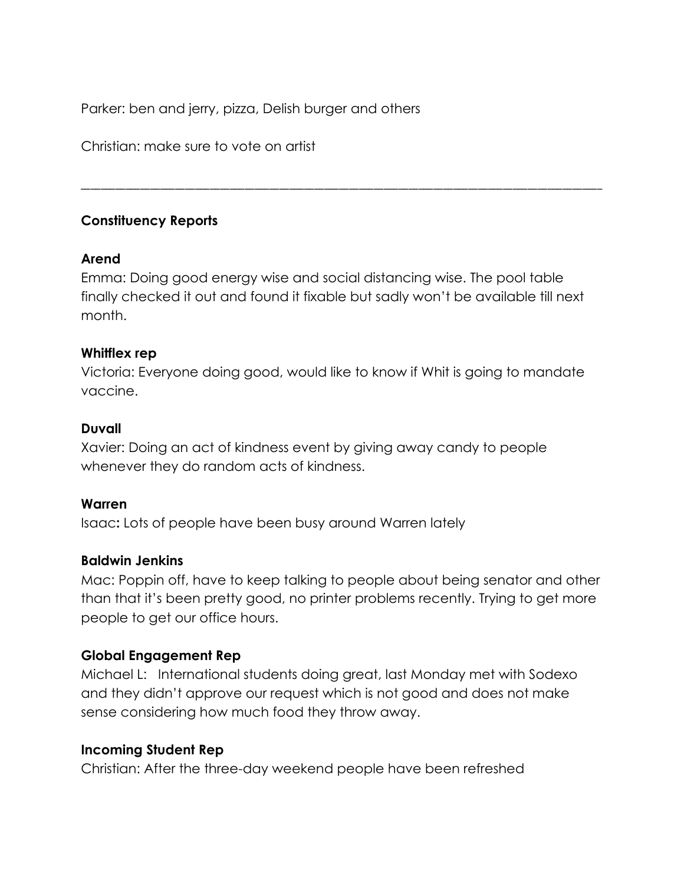Parker: ben and jerry, pizza, Delish burger and others

Christian: make sure to vote on artist

---

**Constituency Reports**

**Arend**
Emma: Doing good energy wise and social distancing wise. The pool table finally checked it out and found it fixable but sadly won't be available till next month.

**Whitflex rep**
Victoria: Everyone doing good, would like to know if Whit is going to mandate vaccine.

**Duvall**
Xavier: Doing an act of kindness event by giving away candy to people whenever they do random acts of kindness.

**Warren**
Isaac**:** Lots of people have been busy around Warren lately

**Baldwin Jenkins**
Mac: Poppin off, have to keep talking to people about being senator and other than that it's been pretty good, no printer problems recently. Trying to get more people to get our office hours.

**Global Engagement Rep**
Michael L: International students doing great, last Monday met with Sodexo and they didn't approve our request which is not good and does not make sense considering how much food they throw away.

**Incoming Student Rep**
Christian: After the three-day weekend people have been refreshed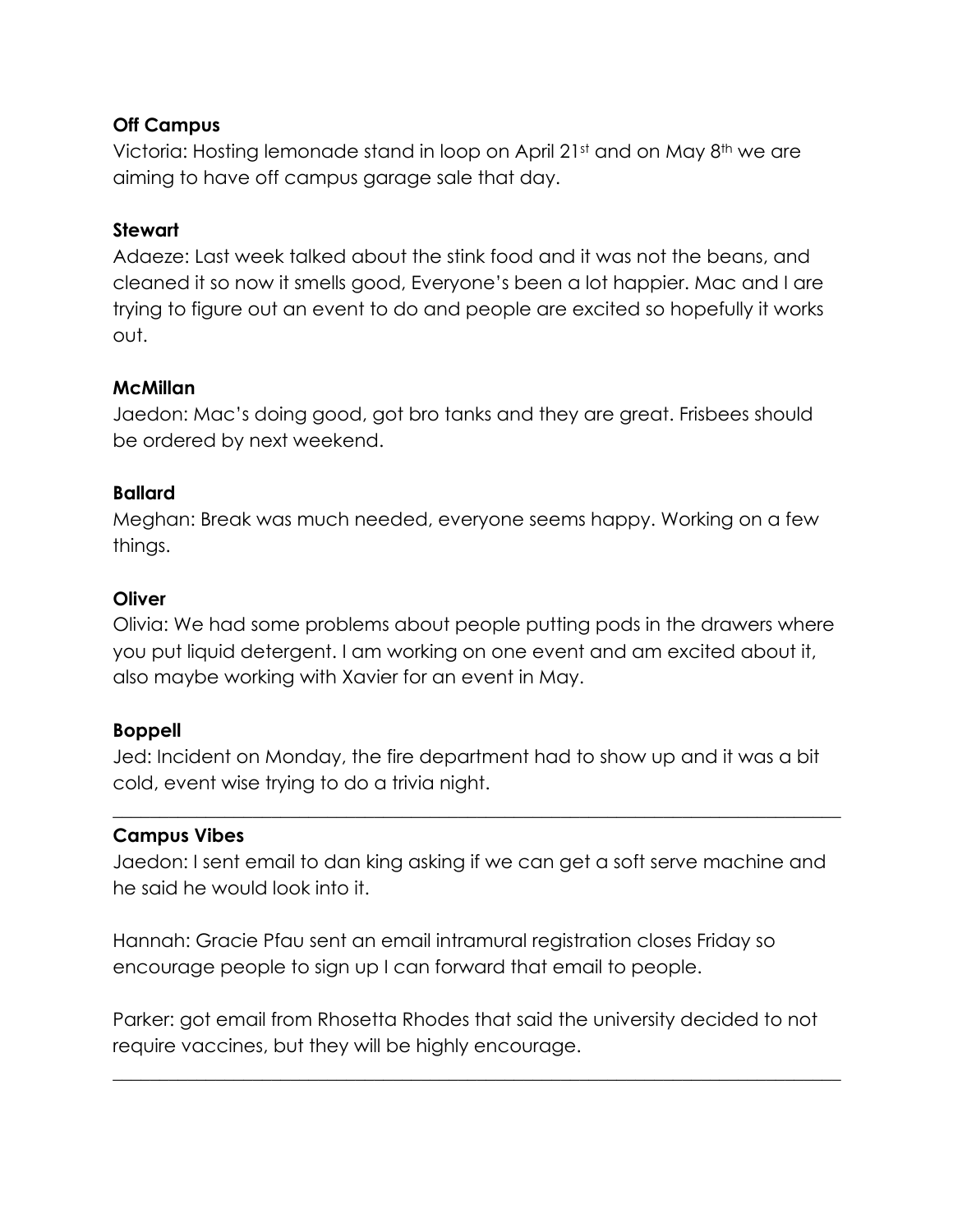**Off Campus**

Victoria: Hosting lemonade stand in loop on April 21st and on May 8th we are aiming to have off campus garage sale that day.

**Stewart**

Adaeze: Last week talked about the stink food and it was not the beans, and cleaned it so now it smells good, Everyone's been a lot happier. Mac and I are trying to figure out an event to do and people are excited so hopefully it works out.

**McMillan**

Jaedon: Mac's doing good, got bro tanks and they are great. Frisbees should be ordered by next weekend.

**Ballard**

Meghan: Break was much needed, everyone seems happy. Working on a few things.

**Oliver**

Olivia: We had some problems about people putting pods in the drawers where you put liquid detergent. I am working on one event and am excited about it, also maybe working with Xavier for an event in May.

**Boppell**

Jed: Incident on Monday, the fire department had to show up and it was a bit cold, event wise trying to do a trivia night.

---

**Campus Vibes**

Jaedon: I sent email to dan king asking if we can get a soft serve machine and he said he would look into it.

Hannah: Gracie Pfau sent an email intramural registration closes Friday so encourage people to sign up I can forward that email to people.

Parker: got email from Rhosetta Rhodes that said the university decided to not require vaccines, but they will be highly encourage.

---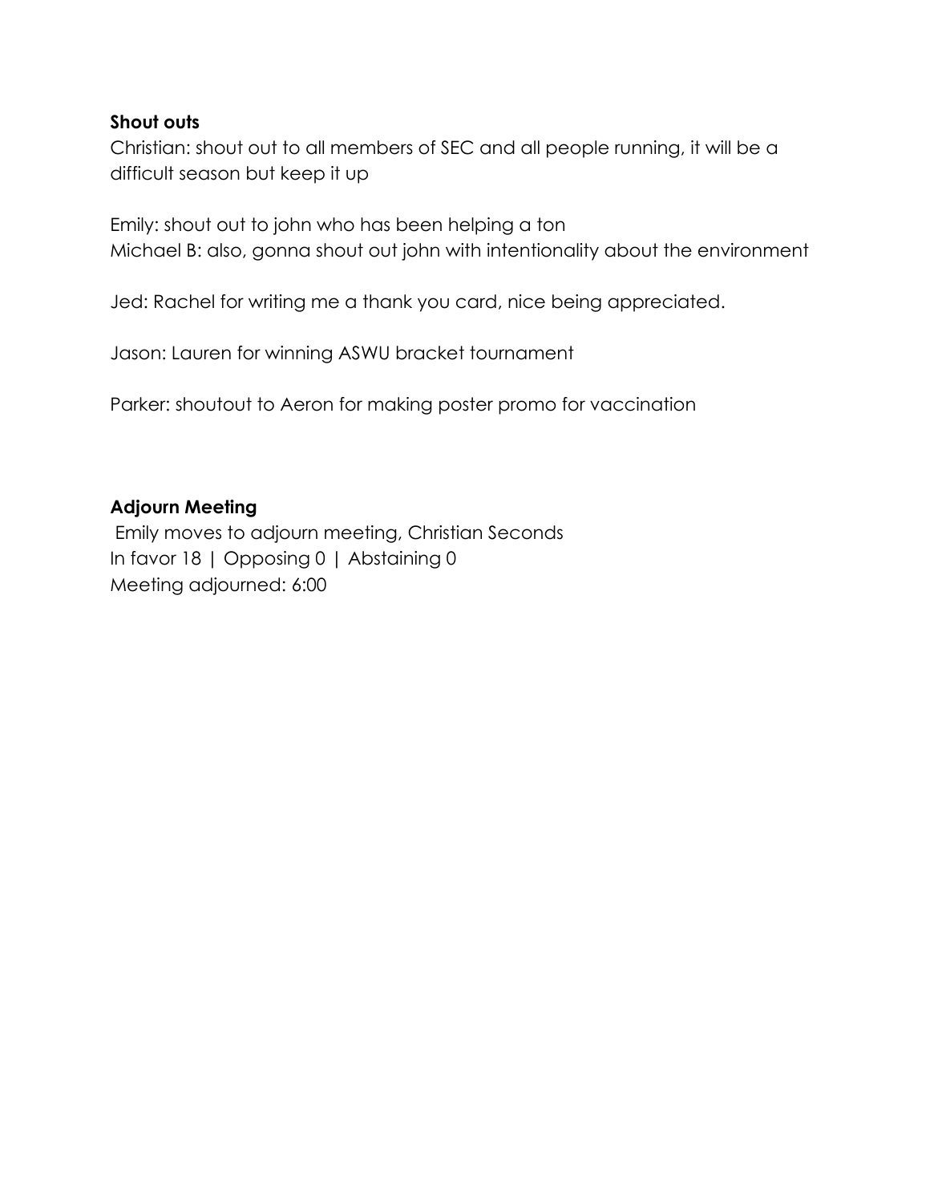**Shout outs**

Christian: shout out to all members of SEC and all people running, it will be a difficult season but keep it up

Emily: shout out to john who has been helping a ton
Michael B: also, gonna shout out john with intentionality about the environment

Jed: Rachel for writing me a thank you card, nice being appreciated.

Jason: Lauren for winning ASWU bracket tournament

Parker: shoutout to Aeron for making poster promo for vaccination

**Adjourn Meeting**

Emily moves to adjourn meeting, Christian Seconds
In favor 18 | Opposing 0 | Abstaining 0
Meeting adjourned: 6:00